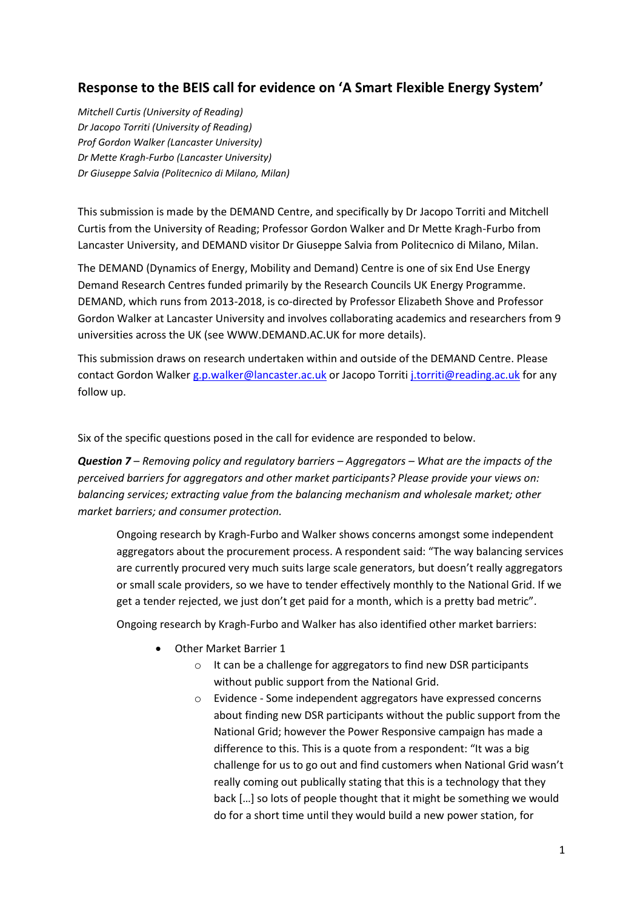## Response to the BEIS call for evidence on 'A Smart Flexible Energy System'

*Mitchell Curtis (University of Reading)*
*Dr Jacopo Torriti (University of Reading)*
*Prof Gordon Walker (Lancaster University)*
*Dr Mette Kragh-Furbo (Lancaster University)*
*Dr Giuseppe Salvia (Politecnico di Milano, Milan)*

This submission is made by the DEMAND Centre, and specifically by Dr Jacopo Torriti and Mitchell Curtis from the University of Reading; Professor Gordon Walker and Dr Mette Kragh-Furbo from Lancaster University, and DEMAND visitor Dr Giuseppe Salvia from Politecnico di Milano, Milan.

The DEMAND (Dynamics of Energy, Mobility and Demand) Centre is one of six End Use Energy Demand Research Centres funded primarily by the Research Councils UK Energy Programme. DEMAND, which runs from 2013-2018, is co-directed by Professor Elizabeth Shove and Professor Gordon Walker at Lancaster University and involves collaborating academics and researchers from 9 universities across the UK (see WWW.DEMAND.AC.UK for more details).

This submission draws on research undertaken within and outside of the DEMAND Centre. Please contact Gordon Walker g.p.walker@lancaster.ac.uk or Jacopo Torriti j.torriti@reading.ac.uk for any follow up.

Six of the specific questions posed in the call for evidence are responded to below.

***Question 7*** *– Removing policy and regulatory barriers – Aggregators – What are the impacts of the perceived barriers for aggregators and other market participants? Please provide your views on: balancing services; extracting value from the balancing mechanism and wholesale market; other market barriers; and consumer protection.*

Ongoing research by Kragh-Furbo and Walker shows concerns amongst some independent aggregators about the procurement process. A respondent said: "The way balancing services are currently procured very much suits large scale generators, but doesn't really aggregators or small scale providers, so we have to tender effectively monthly to the National Grid. If we get a tender rejected, we just don't get paid for a month, which is a pretty bad metric".

Ongoing research by Kragh-Furbo and Walker has also identified other market barriers:

- Other Market Barrier 1
    - It can be a challenge for aggregators to find new DSR participants without public support from the National Grid.
    - Evidence - Some independent aggregators have expressed concerns about finding new DSR participants without the public support from the National Grid; however the Power Responsive campaign has made a difference to this. This is a quote from a respondent: "It was a big challenge for us to go out and find customers when National Grid wasn't really coming out publically stating that this is a technology that they back […] so lots of people thought that it might be something we would do for a short time until they would build a new power station, for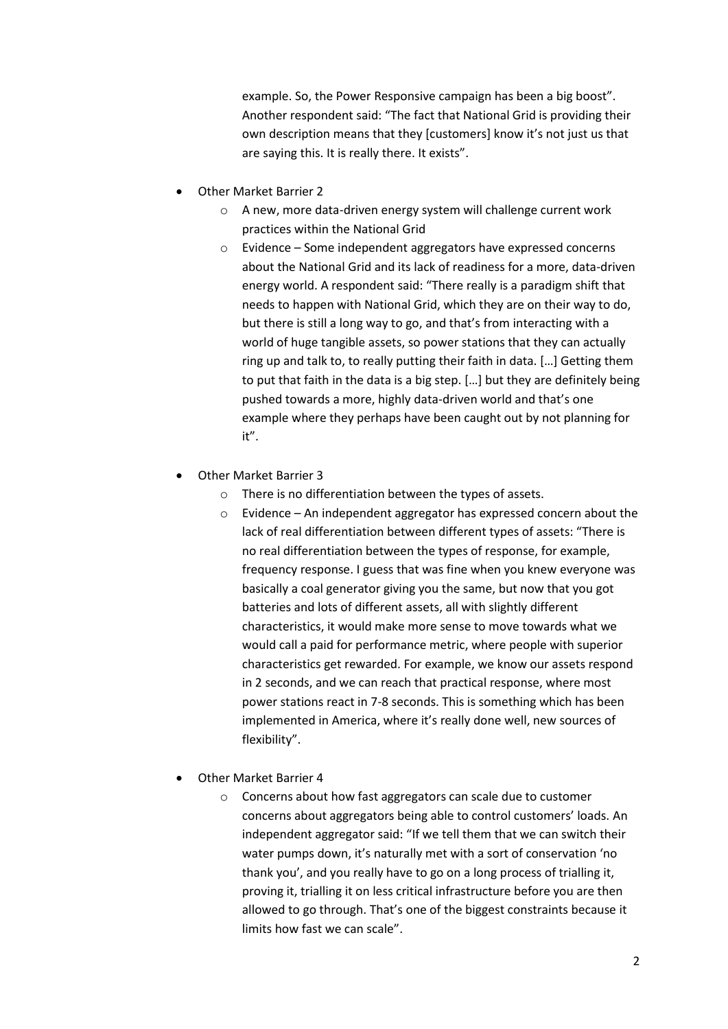example. So, the Power Responsive campaign has been a big boost". Another respondent said: "The fact that National Grid is providing their own description means that they [customers] know it's not just us that are saying this. It is really there. It exists".

- Other Market Barrier 2
  - A new, more data-driven energy system will challenge current work practices within the National Grid
  - Evidence – Some independent aggregators have expressed concerns about the National Grid and its lack of readiness for a more, data-driven energy world. A respondent said: "There really is a paradigm shift that needs to happen with National Grid, which they are on their way to do, but there is still a long way to go, and that's from interacting with a world of huge tangible assets, so power stations that they can actually ring up and talk to, to really putting their faith in data. […] Getting them to put that faith in the data is a big step. […] but they are definitely being pushed towards a more, highly data-driven world and that's one example where they perhaps have been caught out by not planning for it".

- Other Market Barrier 3
  - There is no differentiation between the types of assets.
  - Evidence – An independent aggregator has expressed concern about the lack of real differentiation between different types of assets: "There is no real differentiation between the types of response, for example, frequency response. I guess that was fine when you knew everyone was basically a coal generator giving you the same, but now that you got batteries and lots of different assets, all with slightly different characteristics, it would make more sense to move towards what we would call a paid for performance metric, where people with superior characteristics get rewarded. For example, we know our assets respond in 2 seconds, and we can reach that practical response, where most power stations react in 7-8 seconds. This is something which has been implemented in America, where it's really done well, new sources of flexibility".

- Other Market Barrier 4
  - Concerns about how fast aggregators can scale due to customer concerns about aggregators being able to control customers' loads. An independent aggregator said: "If we tell them that we can switch their water pumps down, it's naturally met with a sort of conservation 'no thank you', and you really have to go on a long process of trialling it, proving it, trialling it on less critical infrastructure before you are then allowed to go through. That's one of the biggest constraints because it limits how fast we can scale".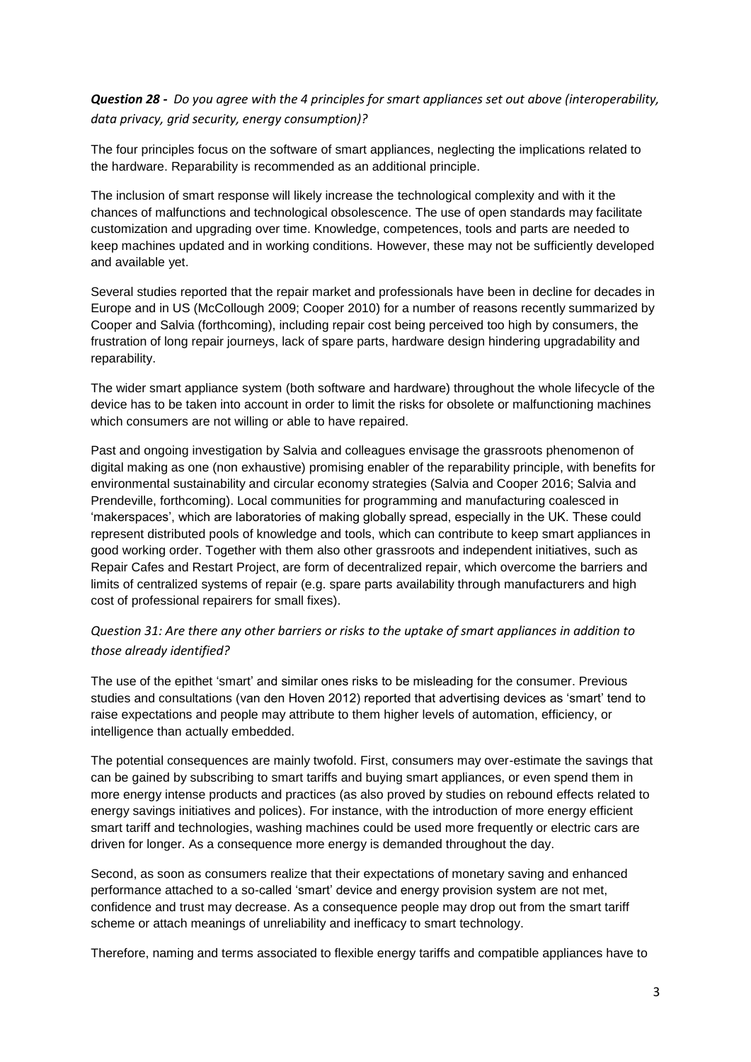***Question 28 -*** *Do you agree with the 4 principles for smart appliances set out above (interoperability, data privacy, grid security, energy consumption)?*

The four principles focus on the software of smart appliances, neglecting the implications related to the hardware. Reparability is recommended as an additional principle.

The inclusion of smart response will likely increase the technological complexity and with it the chances of malfunctions and technological obsolescence. The use of open standards may facilitate customization and upgrading over time. Knowledge, competences, tools and parts are needed to keep machines updated and in working conditions. However, these may not be sufficiently developed and available yet.

Several studies reported that the repair market and professionals have been in decline for decades in Europe and in US (McCollough 2009; Cooper 2010) for a number of reasons recently summarized by Cooper and Salvia (forthcoming), including repair cost being perceived too high by consumers, the frustration of long repair journeys, lack of spare parts, hardware design hindering upgradability and reparability.

The wider smart appliance system (both software and hardware) throughout the whole lifecycle of the device has to be taken into account in order to limit the risks for obsolete or malfunctioning machines which consumers are not willing or able to have repaired.

Past and ongoing investigation by Salvia and colleagues envisage the grassroots phenomenon of digital making as one (non exhaustive) promising enabler of the reparability principle, with benefits for environmental sustainability and circular economy strategies (Salvia and Cooper 2016; Salvia and Prendeville, forthcoming). Local communities for programming and manufacturing coalesced in 'makerspaces', which are laboratories of making globally spread, especially in the UK. These could represent distributed pools of knowledge and tools, which can contribute to keep smart appliances in good working order. Together with them also other grassroots and independent initiatives, such as Repair Cafes and Restart Project, are form of decentralized repair, which overcome the barriers and limits of centralized systems of repair (e.g. spare parts availability through manufacturers and high cost of professional repairers for small fixes).

*Question 31: Are there any other barriers or risks to the uptake of smart appliances in addition to those already identified?*

The use of the epithet 'smart' and similar ones risks to be misleading for the consumer. Previous studies and consultations (van den Hoven 2012) reported that advertising devices as 'smart' tend to raise expectations and people may attribute to them higher levels of automation, efficiency, or intelligence than actually embedded.

The potential consequences are mainly twofold. First, consumers may over-estimate the savings that can be gained by subscribing to smart tariffs and buying smart appliances, or even spend them in more energy intense products and practices (as also proved by studies on rebound effects related to energy savings initiatives and polices). For instance, with the introduction of more energy efficient smart tariff and technologies, washing machines could be used more frequently or electric cars are driven for longer. As a consequence more energy is demanded throughout the day.

Second, as soon as consumers realize that their expectations of monetary saving and enhanced performance attached to a so-called 'smart' device and energy provision system are not met, confidence and trust may decrease. As a consequence people may drop out from the smart tariff scheme or attach meanings of unreliability and inefficacy to smart technology.

Therefore, naming and terms associated to flexible energy tariffs and compatible appliances have to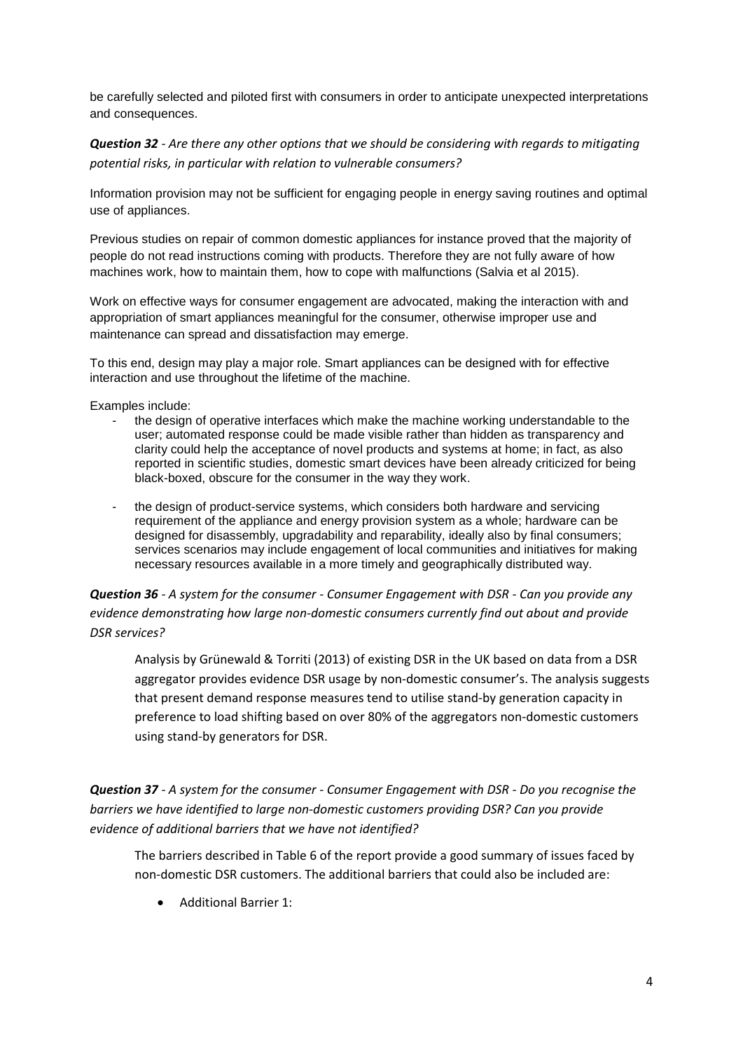be carefully selected and piloted first with consumers in order to anticipate unexpected interpretations and consequences.

***Question 32*** *- Are there any other options that we should be considering with regards to mitigating potential risks, in particular with relation to vulnerable consumers?*

Information provision may not be sufficient for engaging people in energy saving routines and optimal use of appliances.

Previous studies on repair of common domestic appliances for instance proved that the majority of people do not read instructions coming with products. Therefore they are not fully aware of how machines work, how to maintain them, how to cope with malfunctions (Salvia et al 2015).

Work on effective ways for consumer engagement are advocated, making the interaction with and appropriation of smart appliances meaningful for the consumer, otherwise improper use and maintenance can spread and dissatisfaction may emerge.

To this end, design may play a major role. Smart appliances can be designed with for effective interaction and use throughout the lifetime of the machine.

Examples include:

- the design of operative interfaces which make the machine working understandable to the user; automated response could be made visible rather than hidden as transparency and clarity could help the acceptance of novel products and systems at home; in fact, as also reported in scientific studies, domestic smart devices have been already criticized for being black-boxed, obscure for the consumer in the way they work.
- the design of product-service systems, which considers both hardware and servicing requirement of the appliance and energy provision system as a whole; hardware can be designed for disassembly, upgradability and reparability, ideally also by final consumers; services scenarios may include engagement of local communities and initiatives for making necessary resources available in a more timely and geographically distributed way.

***Question 36*** *- A system for the consumer - Consumer Engagement with DSR - Can you provide any evidence demonstrating how large non-domestic consumers currently find out about and provide DSR services?*

Analysis by Grünewald & Torriti (2013) of existing DSR in the UK based on data from a DSR aggregator provides evidence DSR usage by non-domestic consumer's. The analysis suggests that present demand response measures tend to utilise stand-by generation capacity in preference to load shifting based on over 80% of the aggregators non-domestic customers using stand-by generators for DSR.

***Question 37*** *- A system for the consumer - Consumer Engagement with DSR - Do you recognise the barriers we have identified to large non-domestic customers providing DSR? Can you provide evidence of additional barriers that we have not identified?*

The barriers described in Table 6 of the report provide a good summary of issues faced by non-domestic DSR customers. The additional barriers that could also be included are:

- Additional Barrier 1: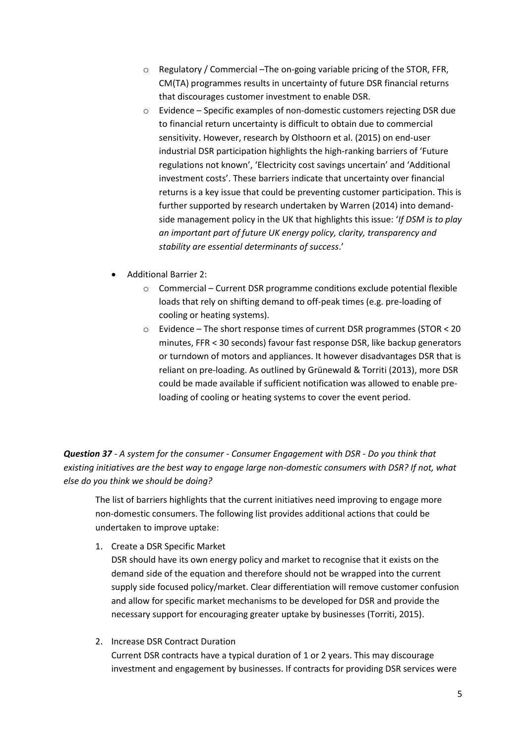- Regulatory / Commercial –The on-going variable pricing of the STOR, FFR, CM(TA) programmes results in uncertainty of future DSR financial returns that discourages customer investment to enable DSR.
  - Evidence – Specific examples of non-domestic customers rejecting DSR due to financial return uncertainty is difficult to obtain due to commercial sensitivity. However, research by Olsthoorn et al. (2015) on end-user industrial DSR participation highlights the high-ranking barriers of 'Future regulations not known', 'Electricity cost savings uncertain' and 'Additional investment costs'. These barriers indicate that uncertainty over financial returns is a key issue that could be preventing customer participation. This is further supported by research undertaken by Warren (2014) into demand-side management policy in the UK that highlights this issue: '*If DSM is to play an important part of future UK energy policy, clarity, transparency and stability are essential determinants of success*.'

- Additional Barrier 2:
  - Commercial – Current DSR programme conditions exclude potential flexible loads that rely on shifting demand to off-peak times (e.g. pre-loading of cooling or heating systems).
  - Evidence – The short response times of current DSR programmes (STOR < 20 minutes, FFR < 30 seconds) favour fast response DSR, like backup generators or turndown of motors and appliances. It however disadvantages DSR that is reliant on pre-loading. As outlined by Grünewald & Torriti (2013), more DSR could be made available if sufficient notification was allowed to enable pre-loading of cooling or heating systems to cover the event period.

***Question 37** - A system for the consumer - Consumer Engagement with DSR - Do you think that existing initiatives are the best way to engage large non-domestic consumers with DSR? If not, what else do you think we should be doing?*

The list of barriers highlights that the current initiatives need improving to engage more non-domestic consumers. The following list provides additional actions that could be undertaken to improve uptake:

1. Create a DSR Specific Market

   DSR should have its own energy policy and market to recognise that it exists on the demand side of the equation and therefore should not be wrapped into the current supply side focused policy/market. Clear differentiation will remove customer confusion and allow for specific market mechanisms to be developed for DSR and provide the necessary support for encouraging greater uptake by businesses (Torriti, 2015).

2. Increase DSR Contract Duration

   Current DSR contracts have a typical duration of 1 or 2 years. This may discourage investment and engagement by businesses. If contracts for providing DSR services were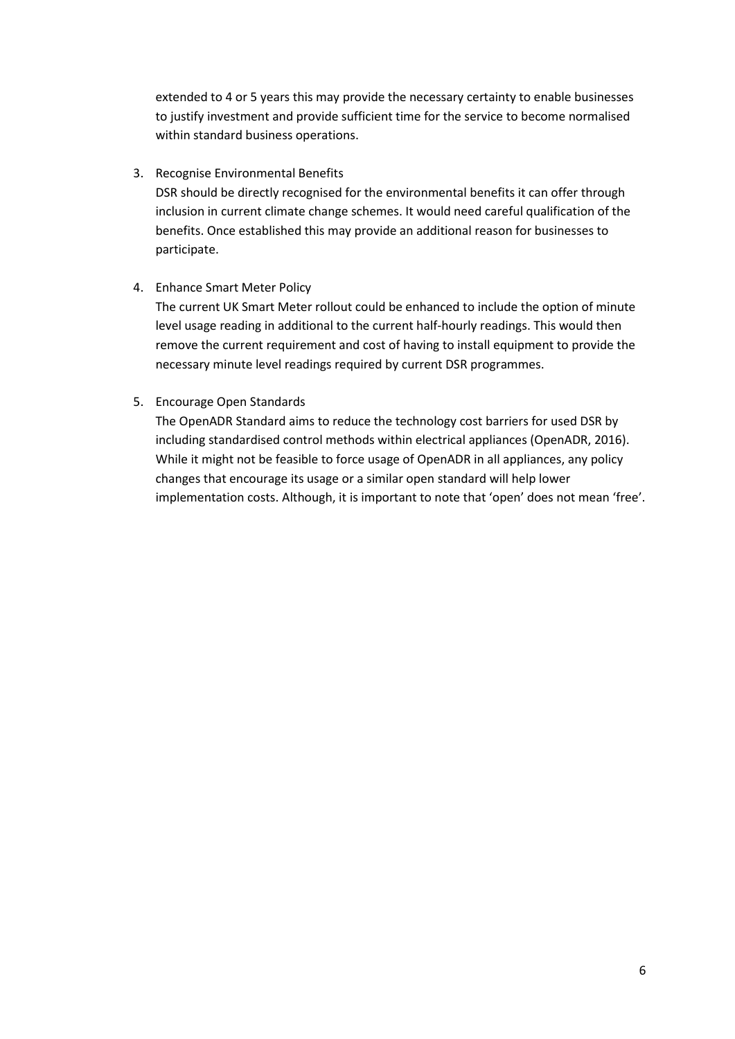extended to 4 or 5 years this may provide the necessary certainty to enable businesses to justify investment and provide sufficient time for the service to become normalised within standard business operations.

3. Recognise Environmental Benefits

   DSR should be directly recognised for the environmental benefits it can offer through inclusion in current climate change schemes. It would need careful qualification of the benefits. Once established this may provide an additional reason for businesses to participate.

4. Enhance Smart Meter Policy

   The current UK Smart Meter rollout could be enhanced to include the option of minute level usage reading in additional to the current half-hourly readings. This would then remove the current requirement and cost of having to install equipment to provide the necessary minute level readings required by current DSR programmes.

5. Encourage Open Standards

   The OpenADR Standard aims to reduce the technology cost barriers for used DSR by including standardised control methods within electrical appliances (OpenADR, 2016). While it might not be feasible to force usage of OpenADR in all appliances, any policy changes that encourage its usage or a similar open standard will help lower implementation costs. Although, it is important to note that 'open' does not mean 'free'.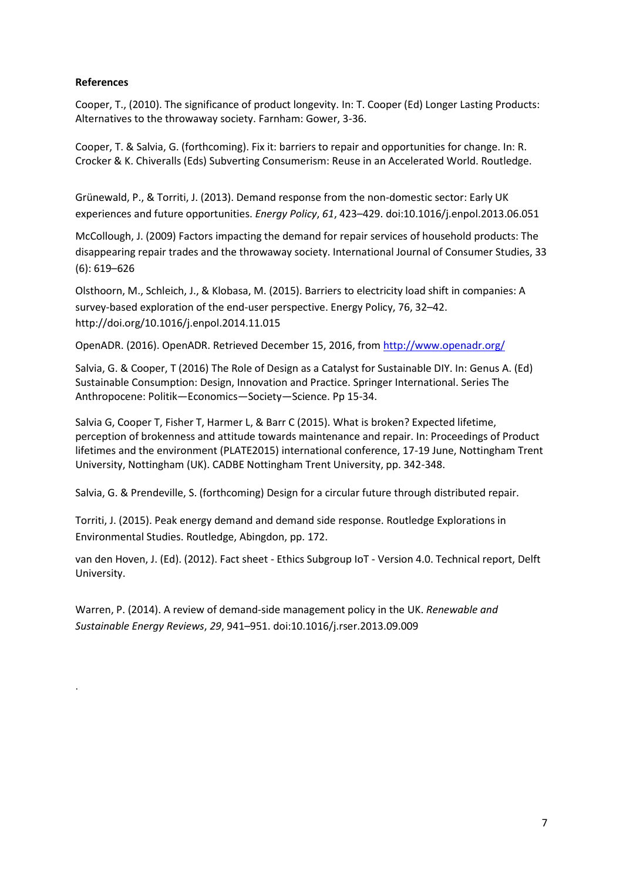**References**

Cooper, T., (2010). The significance of product longevity. In: T. Cooper (Ed) Longer Lasting Products: Alternatives to the throwaway society. Farnham: Gower, 3-36.

Cooper, T. & Salvia, G. (forthcoming). Fix it: barriers to repair and opportunities for change. In: R. Crocker & K. Chiveralls (Eds) Subverting Consumerism: Reuse in an Accelerated World. Routledge.

Grünewald, P., & Torriti, J. (2013). Demand response from the non-domestic sector: Early UK experiences and future opportunities. *Energy Policy*, *61*, 423–429. doi:10.1016/j.enpol.2013.06.051

McCollough, J. (2009) Factors impacting the demand for repair services of household products: The disappearing repair trades and the throwaway society. International Journal of Consumer Studies, 33 (6): 619–626

Olsthoorn, M., Schleich, J., & Klobasa, M. (2015). Barriers to electricity load shift in companies: A survey-based exploration of the end-user perspective. Energy Policy, 76, 32–42. http://doi.org/10.1016/j.enpol.2014.11.015

OpenADR. (2016). OpenADR. Retrieved December 15, 2016, from http://www.openadr.org/

Salvia, G. & Cooper, T (2016) The Role of Design as a Catalyst for Sustainable DIY. In: Genus A. (Ed) Sustainable Consumption: Design, Innovation and Practice. Springer International. Series The Anthropocene: Politik—Economics—Society—Science. Pp 15-34.

Salvia G, Cooper T, Fisher T, Harmer L, & Barr C (2015). What is broken? Expected lifetime, perception of brokenness and attitude towards maintenance and repair. In: Proceedings of Product lifetimes and the environment (PLATE2015) international conference, 17-19 June, Nottingham Trent University, Nottingham (UK). CADBE Nottingham Trent University, pp. 342-348.

Salvia, G. & Prendeville, S. (forthcoming) Design for a circular future through distributed repair.

Torriti, J. (2015). Peak energy demand and demand side response. Routledge Explorations in Environmental Studies. Routledge, Abingdon, pp. 172.

van den Hoven, J. (Ed). (2012). Fact sheet - Ethics Subgroup IoT - Version 4.0. Technical report, Delft University.

Warren, P. (2014). A review of demand-side management policy in the UK. *Renewable and Sustainable Energy Reviews*, *29*, 941–951. doi:10.1016/j.rser.2013.09.009

.